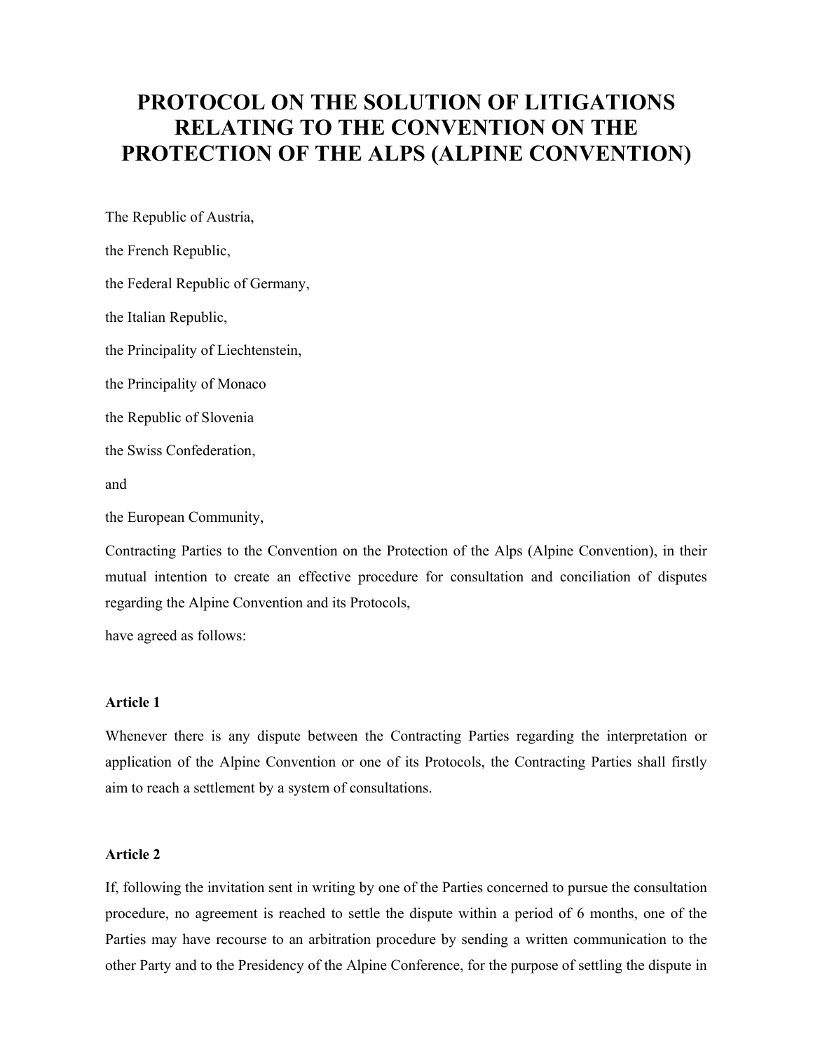# PROTOCOL ON THE SOLUTION OF LITIGATIONS RELATING TO THE CONVENTION ON THE PROTECTION OF THE ALPS (ALPINE CONVENTION)

The Republic of Austria,

the French Republic,

the Federal Republic of Germany,

the Italian Republic,

the Principality of Liechtenstein,

the Principality of Monaco

the Republic of Slovenia

the Swiss Confederation,

and

the European Community,

Contracting Parties to the Convention on the Protection of the Alps (Alpine Convention), in their mutual intention to create an effective procedure for consultation and conciliation of disputes regarding the Alpine Convention and its Protocols,

have agreed as follows:

**Article 1**

Whenever there is any dispute between the Contracting Parties regarding the interpretation or application of the Alpine Convention or one of its Protocols, the Contracting Parties shall firstly aim to reach a settlement by a system of consultations.

**Article 2**

If, following the invitation sent in writing by one of the Parties concerned to pursue the consultation procedure, no agreement is reached to settle the dispute within a period of 6 months, one of the Parties may have recourse to an arbitration procedure by sending a written communication to the other Party and to the Presidency of the Alpine Conference, for the purpose of settling the dispute in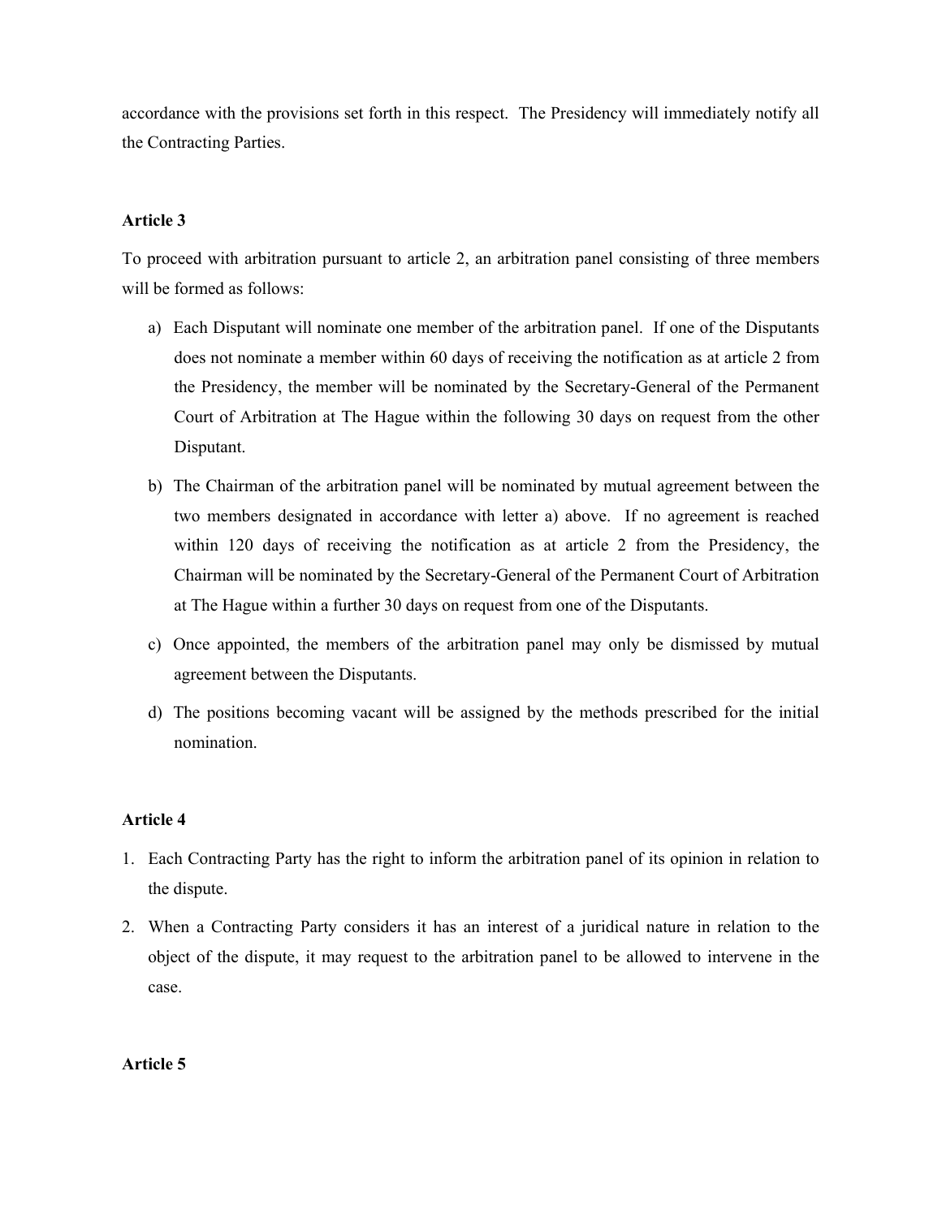accordance with the provisions set forth in this respect. The Presidency will immediately notify all the Contracting Parties.

**Article 3**

To proceed with arbitration pursuant to article 2, an arbitration panel consisting of three members will be formed as follows:

a) Each Disputant will nominate one member of the arbitration panel. If one of the Disputants does not nominate a member within 60 days of receiving the notification as at article 2 from the Presidency, the member will be nominated by the Secretary-General of the Permanent Court of Arbitration at The Hague within the following 30 days on request from the other Disputant.

b) The Chairman of the arbitration panel will be nominated by mutual agreement between the two members designated in accordance with letter a) above. If no agreement is reached within 120 days of receiving the notification as at article 2 from the Presidency, the Chairman will be nominated by the Secretary-General of the Permanent Court of Arbitration at The Hague within a further 30 days on request from one of the Disputants.

c) Once appointed, the members of the arbitration panel may only be dismissed by mutual agreement between the Disputants.

d) The positions becoming vacant will be assigned by the methods prescribed for the initial nomination.

**Article 4**

1. Each Contracting Party has the right to inform the arbitration panel of its opinion in relation to the dispute.
2. When a Contracting Party considers it has an interest of a juridical nature in relation to the object of the dispute, it may request to the arbitration panel to be allowed to intervene in the case.

**Article 5**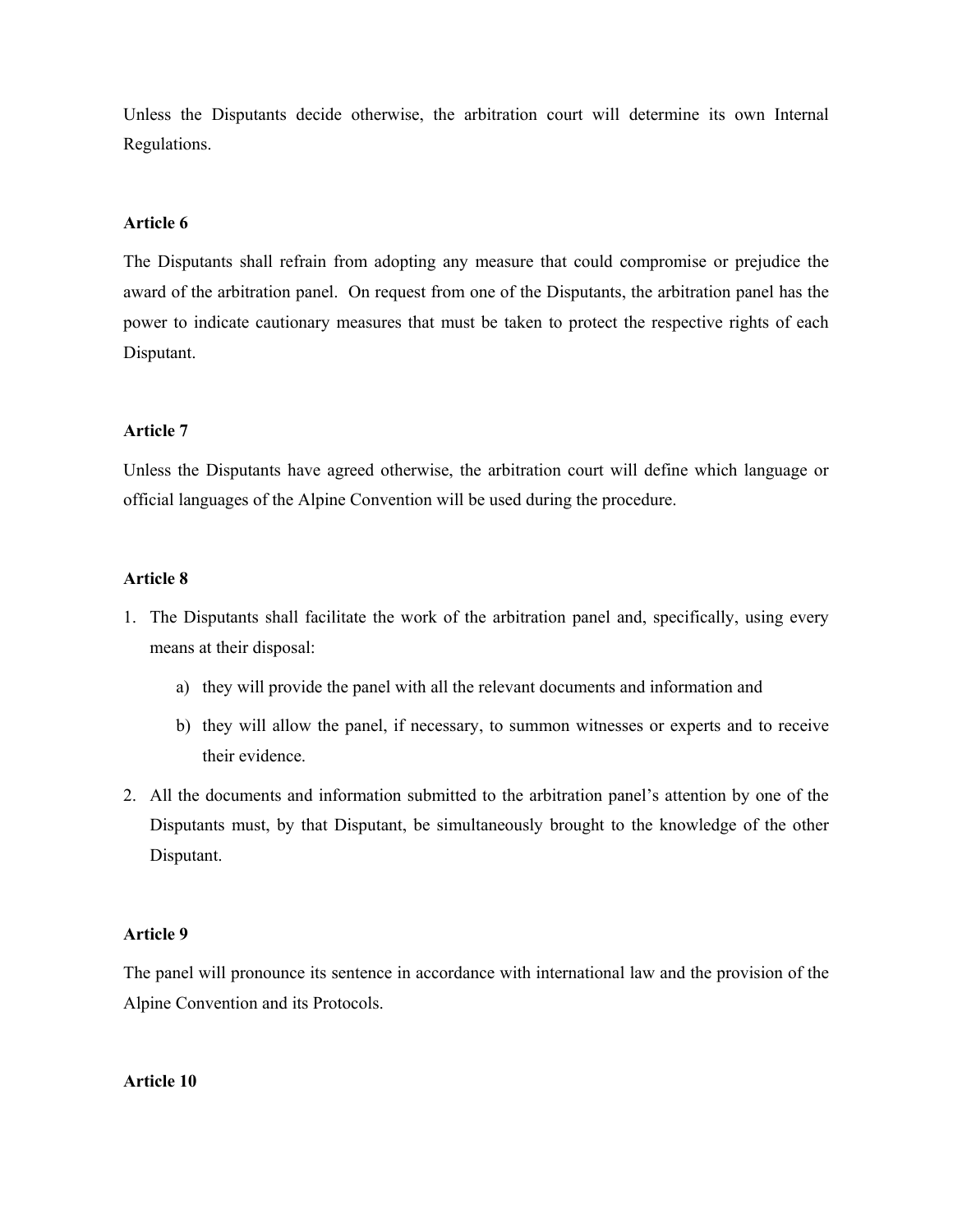Unless the Disputants decide otherwise, the arbitration court will determine its own Internal Regulations.

**Article 6**

The Disputants shall refrain from adopting any measure that could compromise or prejudice the award of the arbitration panel. On request from one of the Disputants, the arbitration panel has the power to indicate cautionary measures that must be taken to protect the respective rights of each Disputant.

**Article 7**

Unless the Disputants have agreed otherwise, the arbitration court will define which language or official languages of the Alpine Convention will be used during the procedure.

**Article 8**

1. The Disputants shall facilitate the work of the arbitration panel and, specifically, using every means at their disposal:
    a) they will provide the panel with all the relevant documents and information and
    b) they will allow the panel, if necessary, to summon witnesses or experts and to receive their evidence.
2. All the documents and information submitted to the arbitration panel's attention by one of the Disputants must, by that Disputant, be simultaneously brought to the knowledge of the other Disputant.

**Article 9**

The panel will pronounce its sentence in accordance with international law and the provision of the Alpine Convention and its Protocols.

**Article 10**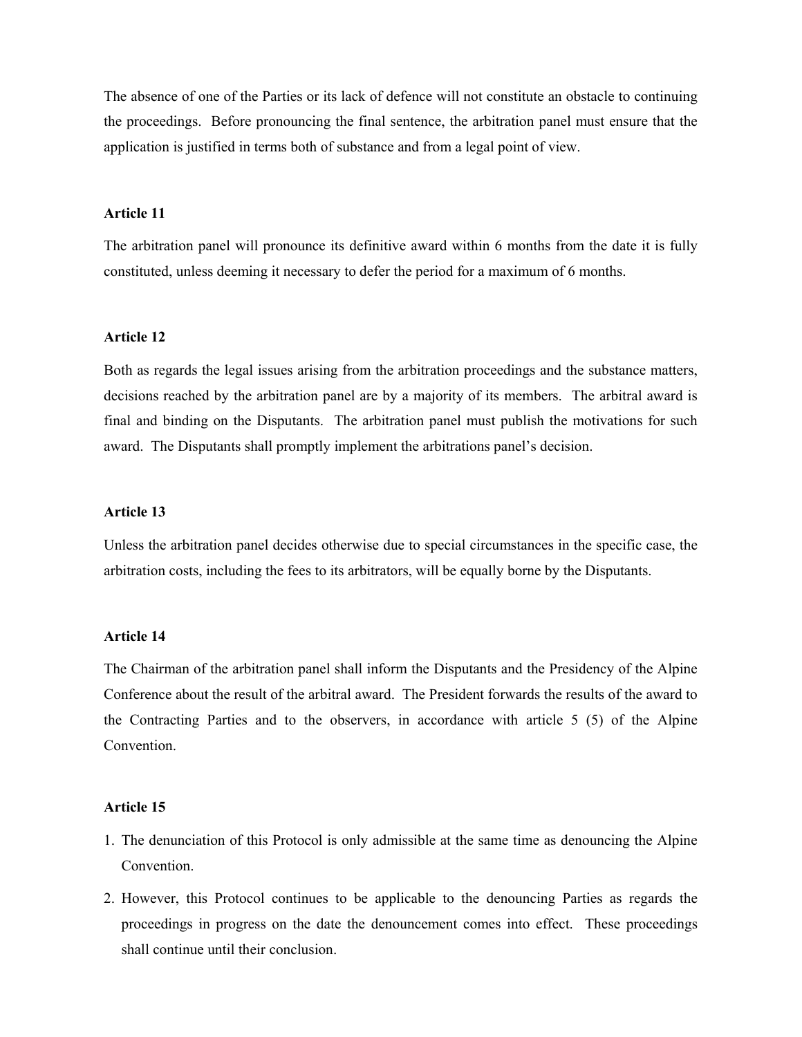The absence of one of the Parties or its lack of defence will not constitute an obstacle to continuing the proceedings. Before pronouncing the final sentence, the arbitration panel must ensure that the application is justified in terms both of substance and from a legal point of view.

**Article 11**

The arbitration panel will pronounce its definitive award within 6 months from the date it is fully constituted, unless deeming it necessary to defer the period for a maximum of 6 months.

**Article 12**

Both as regards the legal issues arising from the arbitration proceedings and the substance matters, decisions reached by the arbitration panel are by a majority of its members. The arbitral award is final and binding on the Disputants. The arbitration panel must publish the motivations for such award. The Disputants shall promptly implement the arbitrations panel's decision.

**Article 13**

Unless the arbitration panel decides otherwise due to special circumstances in the specific case, the arbitration costs, including the fees to its arbitrators, will be equally borne by the Disputants.

**Article 14**

The Chairman of the arbitration panel shall inform the Disputants and the Presidency of the Alpine Conference about the result of the arbitral award. The President forwards the results of the award to the Contracting Parties and to the observers, in accordance with article 5 (5) of the Alpine Convention.

**Article 15**

1. The denunciation of this Protocol is only admissible at the same time as denouncing the Alpine Convention.
2. However, this Protocol continues to be applicable to the denouncing Parties as regards the proceedings in progress on the date the denouncement comes into effect. These proceedings shall continue until their conclusion.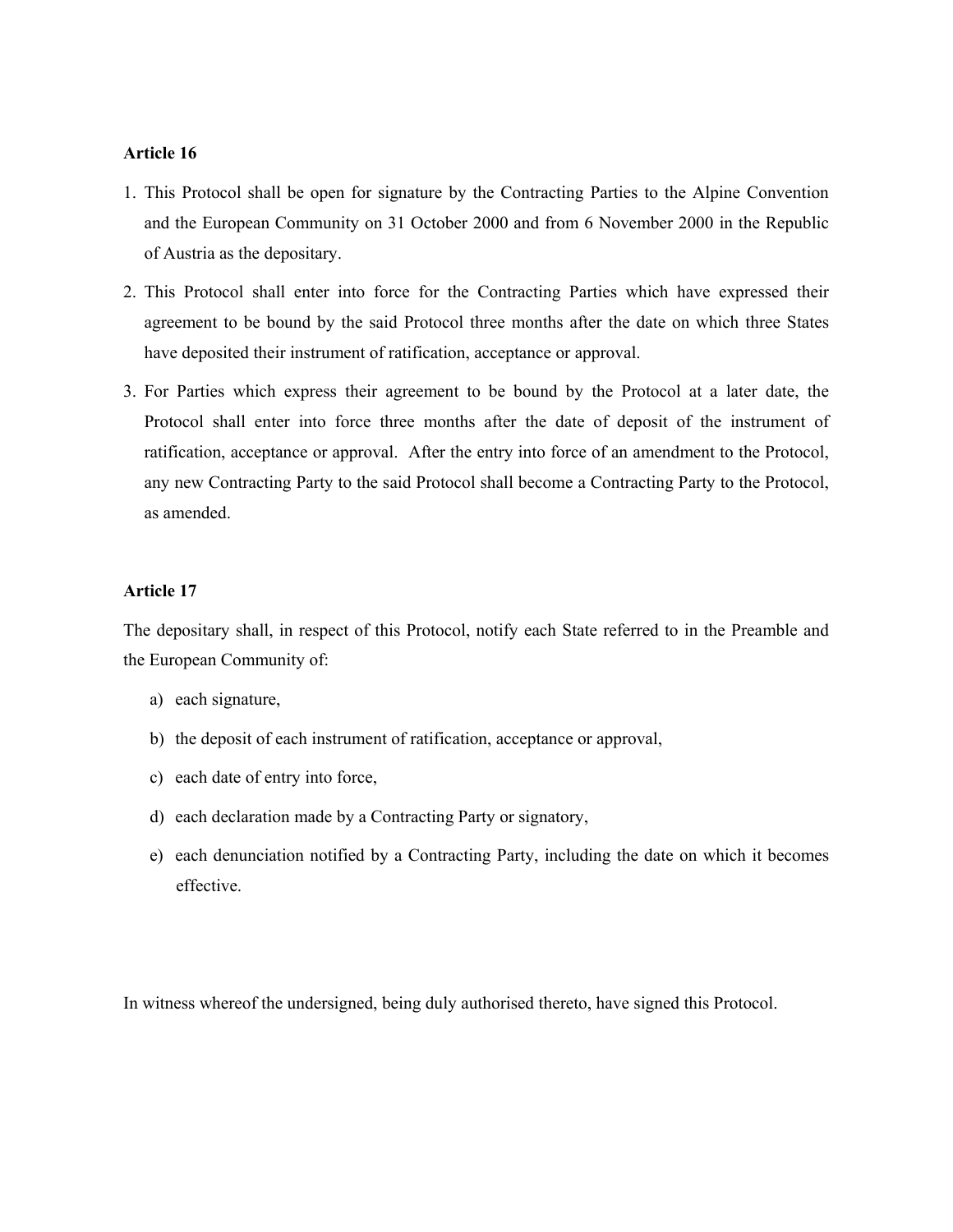**Article 16**

1. This Protocol shall be open for signature by the Contracting Parties to the Alpine Convention and the European Community on 31 October 2000 and from 6 November 2000 in the Republic of Austria as the depositary.
2. This Protocol shall enter into force for the Contracting Parties which have expressed their agreement to be bound by the said Protocol three months after the date on which three States have deposited their instrument of ratification, acceptance or approval.
3. For Parties which express their agreement to be bound by the Protocol at a later date, the Protocol shall enter into force three months after the date of deposit of the instrument of ratification, acceptance or approval. After the entry into force of an amendment to the Protocol, any new Contracting Party to the said Protocol shall become a Contracting Party to the Protocol, as amended.

**Article 17**

The depositary shall, in respect of this Protocol, notify each State referred to in the Preamble and the European Community of:

a) each signature,

b) the deposit of each instrument of ratification, acceptance or approval,

c) each date of entry into force,

d) each declaration made by a Contracting Party or signatory,

e) each denunciation notified by a Contracting Party, including the date on which it becomes effective.

In witness whereof the undersigned, being duly authorised thereto, have signed this Protocol.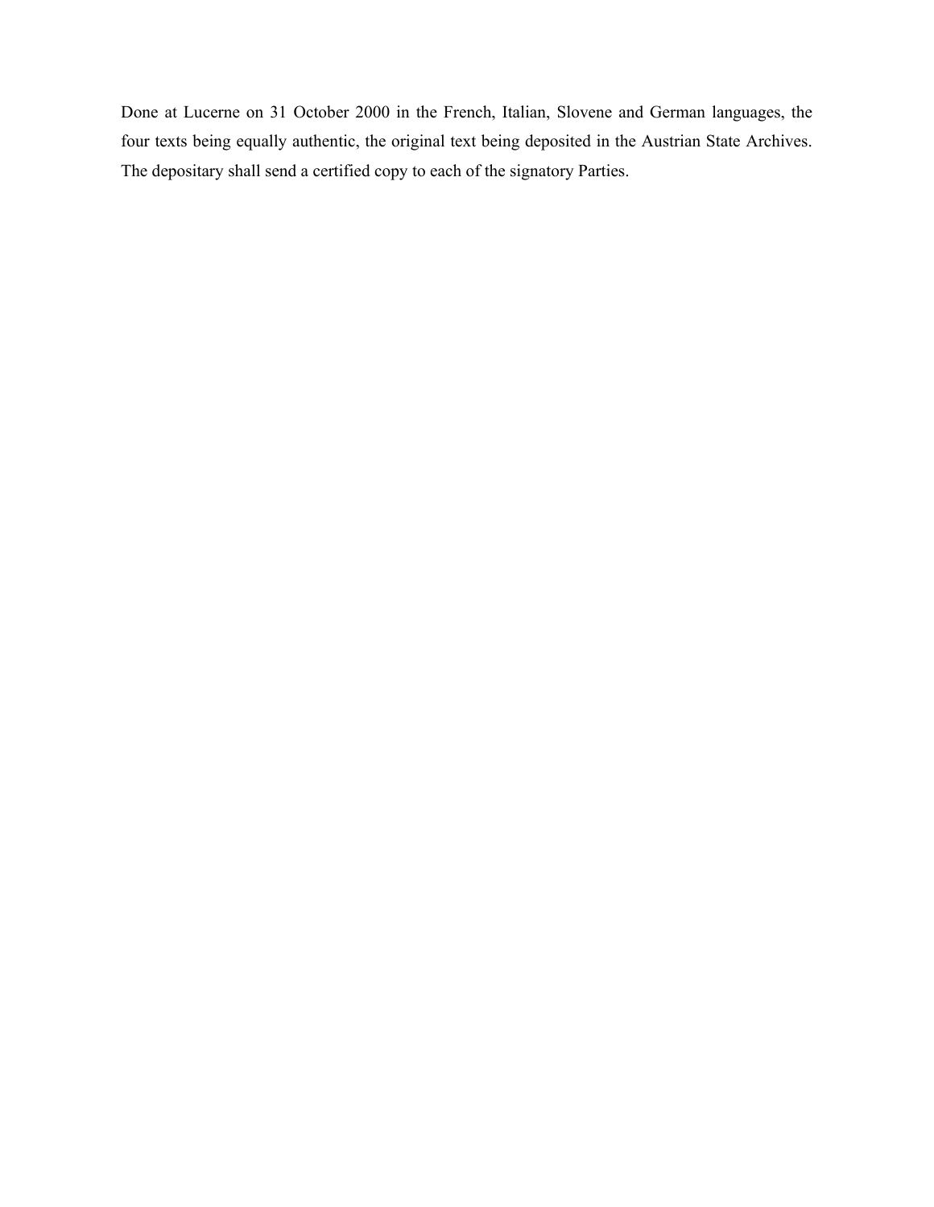Done at Lucerne on 31 October 2000 in the French, Italian, Slovene and German languages, the four texts being equally authentic, the original text being deposited in the Austrian State Archives. The depositary shall send a certified copy to each of the signatory Parties.